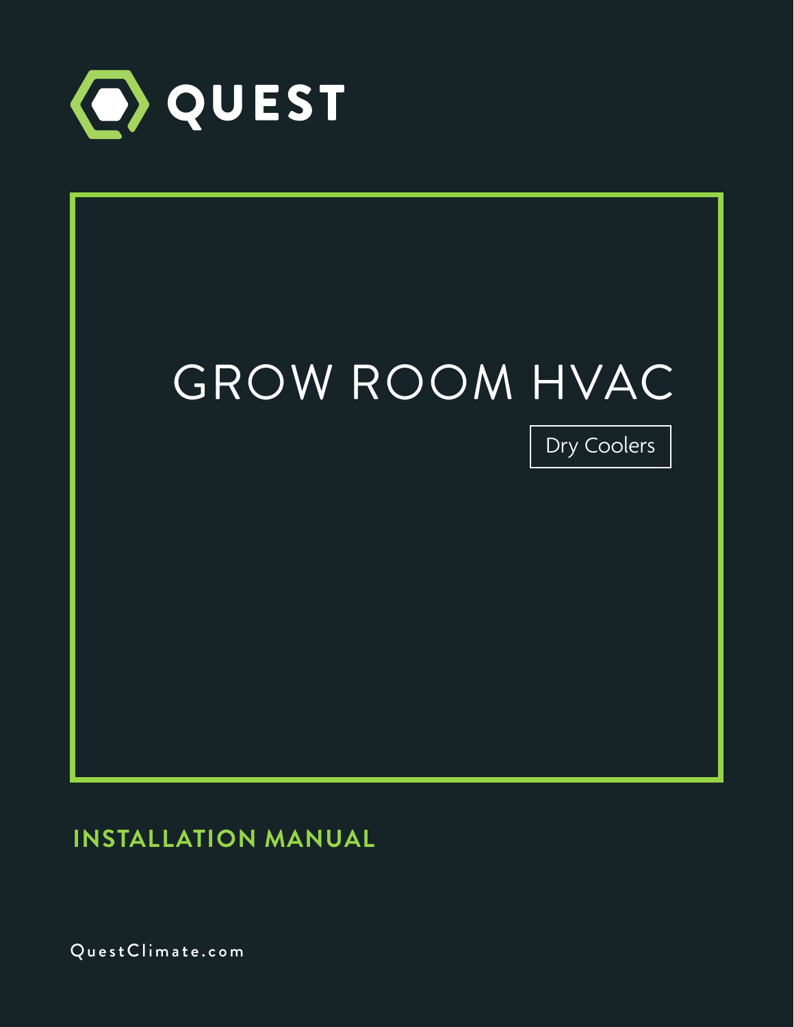QUEST

# GROW ROOM HVAC

Dry Coolers

## INSTALLATION MANUAL

QuestClimate.com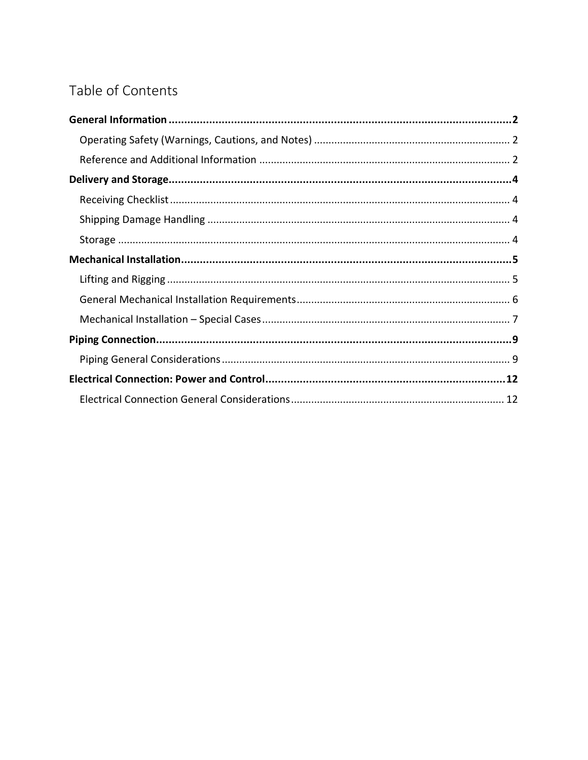# Table of Contents

**General Information ..... 2**

- Operating Safety (Warnings, Cautions, and Notes) ..... 2
- Reference and Additional Information ..... 2

**Delivery and Storage ..... 4**

- Receiving Checklist ..... 4
- Shipping Damage Handling ..... 4
- Storage ..... 4

**Mechanical Installation ..... 5**

- Lifting and Rigging ..... 5
- General Mechanical Installation Requirements ..... 6
- Mechanical Installation – Special Cases ..... 7

**Piping Connection ..... 9**

- Piping General Considerations ..... 9

**Electrical Connection: Power and Control ..... 12**

- Electrical Connection General Considerations ..... 12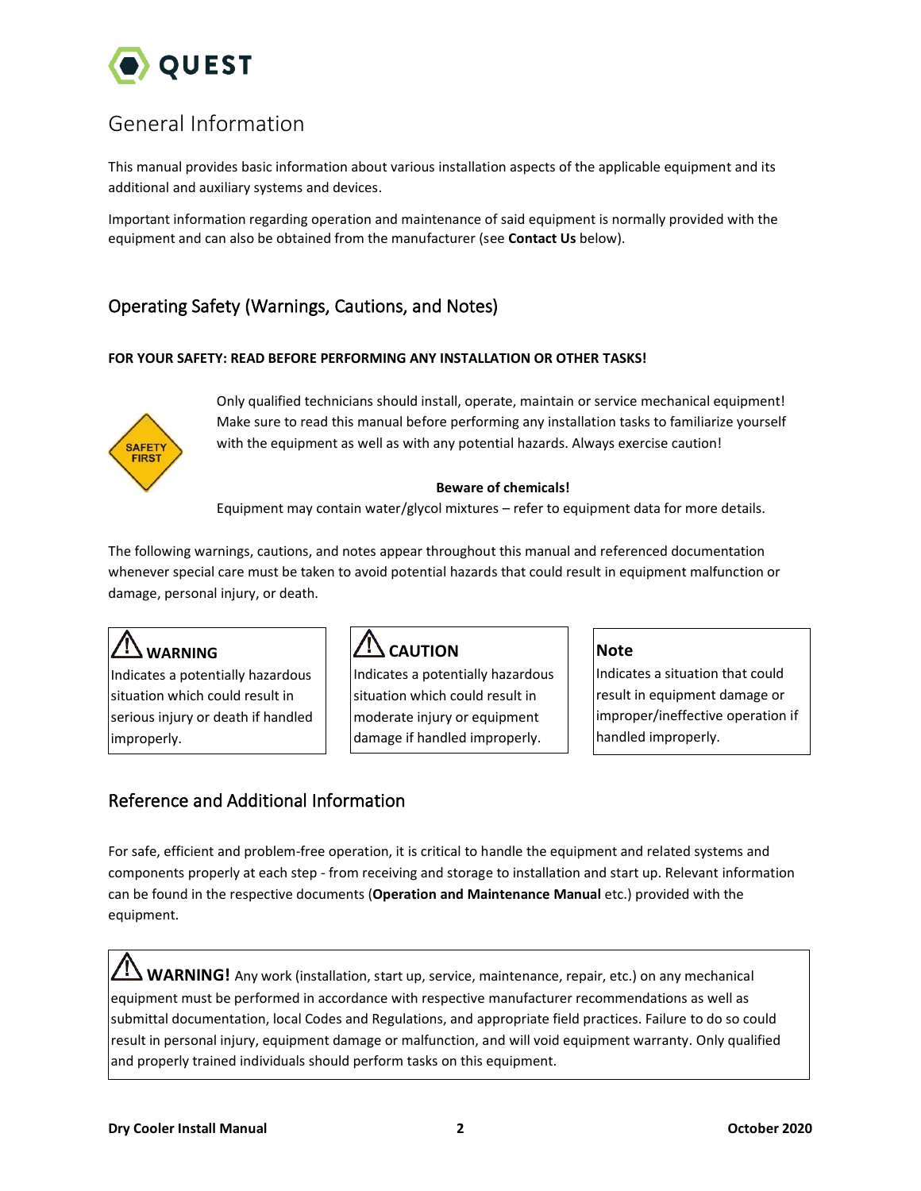# General Information

This manual provides basic information about various installation aspects of the applicable equipment and its additional and auxiliary systems and devices.

Important information regarding operation and maintenance of said equipment is normally provided with the equipment and can also be obtained from the manufacturer (see **Contact Us** below).

## Operating Safety (Warnings, Cautions, and Notes)

**FOR YOUR SAFETY: READ BEFORE PERFORMING ANY INSTALLATION OR OTHER TASKS!**

Only qualified technicians should install, operate, maintain or service mechanical equipment! Make sure to read this manual before performing any installation tasks to familiarize yourself with the equipment as well as with any potential hazards. Always exercise caution!

**Beware of chemicals!**

Equipment may contain water/glycol mixtures – refer to equipment data for more details.

The following warnings, cautions, and notes appear throughout this manual and referenced documentation whenever special care must be taken to avoid potential hazards that could result in equipment malfunction or damage, personal injury, or death.

**WARNING**
Indicates a potentially hazardous situation which could result in serious injury or death if handled improperly.

**CAUTION**
Indicates a potentially hazardous situation which could result in moderate injury or equipment damage if handled improperly.

**Note**
Indicates a situation that could result in equipment damage or improper/ineffective operation if handled improperly.

## Reference and Additional Information

For safe, efficient and problem-free operation, it is critical to handle the equipment and related systems and components properly at each step - from receiving and storage to installation and start up. Relevant information can be found in the respective documents (**Operation and Maintenance Manual** etc.) provided with the equipment.

**WARNING!** Any work (installation, start up, service, maintenance, repair, etc.) on any mechanical equipment must be performed in accordance with respective manufacturer recommendations as well as submittal documentation, local Codes and Regulations, and appropriate field practices. Failure to do so could result in personal injury, equipment damage or malfunction, and will void equipment warranty. Only qualified and properly trained individuals should perform tasks on this equipment.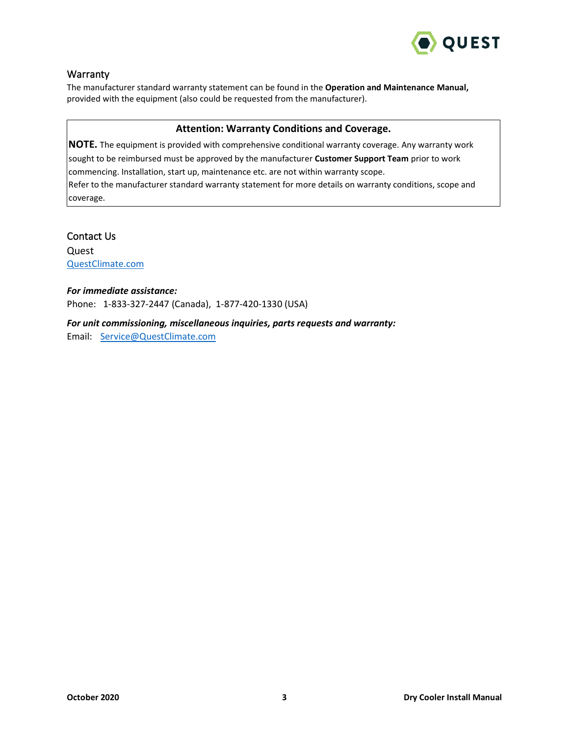## Warranty

The manufacturer standard warranty statement can be found in the **Operation and Maintenance Manual,** provided with the equipment (also could be requested from the manufacturer).

> **Attention: Warranty Conditions and Coverage.**
>
> **NOTE.** The equipment is provided with comprehensive conditional warranty coverage. Any warranty work sought to be reimbursed must be approved by the manufacturer **Customer Support Team** prior to work commencing. Installation, start up, maintenance etc. are not within warranty scope.
> Refer to the manufacturer standard warranty statement for more details on warranty conditions, scope and coverage.

## Contact Us

Quest
[QuestClimate.com](QuestClimate.com)

***For immediate assistance:***
Phone: 1-833-327-2447 (Canada), 1-877-420-1330 (USA)

***For unit commissioning, miscellaneous inquiries, parts requests and warranty:***
Email: [Service@QuestClimate.com](mailto:Service@QuestClimate.com)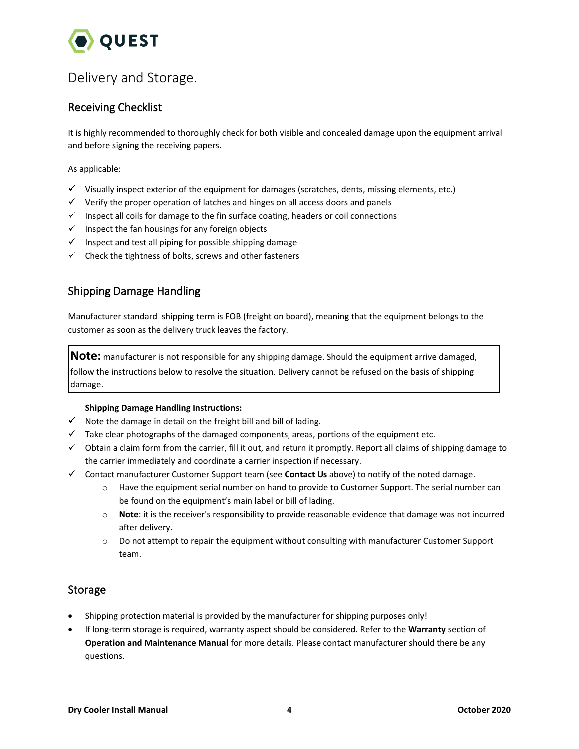# Delivery and Storage.

## Receiving Checklist

It is highly recommended to thoroughly check for both visible and concealed damage upon the equipment arrival and before signing the receiving papers.

As applicable:

- ✓ Visually inspect exterior of the equipment for damages (scratches, dents, missing elements, etc.)
- ✓ Verify the proper operation of latches and hinges on all access doors and panels
- ✓ Inspect all coils for damage to the fin surface coating, headers or coil connections
- ✓ Inspect the fan housings for any foreign objects
- ✓ Inspect and test all piping for possible shipping damage
- ✓ Check the tightness of bolts, screws and other fasteners

## Shipping Damage Handling

Manufacturer standard shipping term is FOB (freight on board), meaning that the equipment belongs to the customer as soon as the delivery truck leaves the factory.

> **Note:** manufacturer is not responsible for any shipping damage. Should the equipment arrive damaged, follow the instructions below to resolve the situation. Delivery cannot be refused on the basis of shipping damage.

**Shipping Damage Handling Instructions:**

- ✓ Note the damage in detail on the freight bill and bill of lading.
- ✓ Take clear photographs of the damaged components, areas, portions of the equipment etc.
- ✓ Obtain a claim form from the carrier, fill it out, and return it promptly. Report all claims of shipping damage to the carrier immediately and coordinate a carrier inspection if necessary.
- ✓ Contact manufacturer Customer Support team (see **Contact Us** above) to notify of the noted damage.
  - Have the equipment serial number on hand to provide to Customer Support. The serial number can be found on the equipment's main label or bill of lading.
  - **Note**: it is the receiver's responsibility to provide reasonable evidence that damage was not incurred after delivery.
  - Do not attempt to repair the equipment without consulting with manufacturer Customer Support team.

## Storage

- Shipping protection material is provided by the manufacturer for shipping purposes only!
- If long-term storage is required, warranty aspect should be considered. Refer to the **Warranty** section of **Operation and Maintenance Manual** for more details. Please contact manufacturer should there be any questions.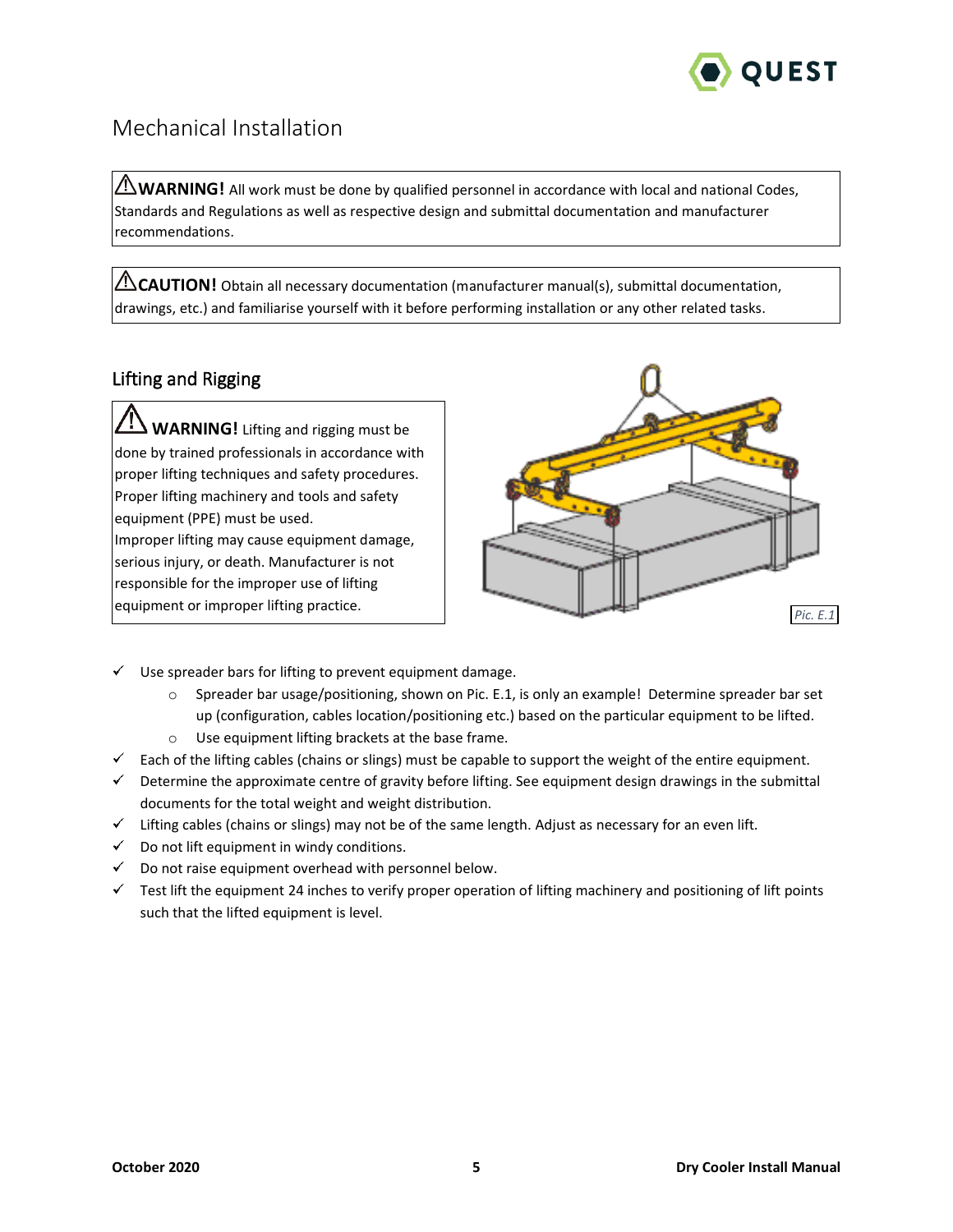# Mechanical Installation

⚠**WARNING!** All work must be done by qualified personnel in accordance with local and national Codes, Standards and Regulations as well as respective design and submittal documentation and manufacturer recommendations.

⚠**CAUTION!** Obtain all necessary documentation (manufacturer manual(s), submittal documentation, drawings, etc.) and familiarise yourself with it before performing installation or any other related tasks.

## Lifting and Rigging

⚠ **WARNING!** Lifting and rigging must be done by trained professionals in accordance with proper lifting techniques and safety procedures. Proper lifting machinery and tools and safety equipment (PPE) must be used. Improper lifting may cause equipment damage, serious injury, or death. Manufacturer is not responsible for the improper use of lifting equipment or improper lifting practice.

*Pic. E.1*

- ✓ Use spreader bars for lifting to prevent equipment damage.
  - Spreader bar usage/positioning, shown on Pic. E.1, is only an example! Determine spreader bar set up (configuration, cables location/positioning etc.) based on the particular equipment to be lifted.
  - Use equipment lifting brackets at the base frame.
- ✓ Each of the lifting cables (chains or slings) must be capable to support the weight of the entire equipment.
- ✓ Determine the approximate centre of gravity before lifting. See equipment design drawings in the submittal documents for the total weight and weight distribution.
- ✓ Lifting cables (chains or slings) may not be of the same length. Adjust as necessary for an even lift.
- ✓ Do not lift equipment in windy conditions.
- ✓ Do not raise equipment overhead with personnel below.
- ✓ Test lift the equipment 24 inches to verify proper operation of lifting machinery and positioning of lift points such that the lifted equipment is level.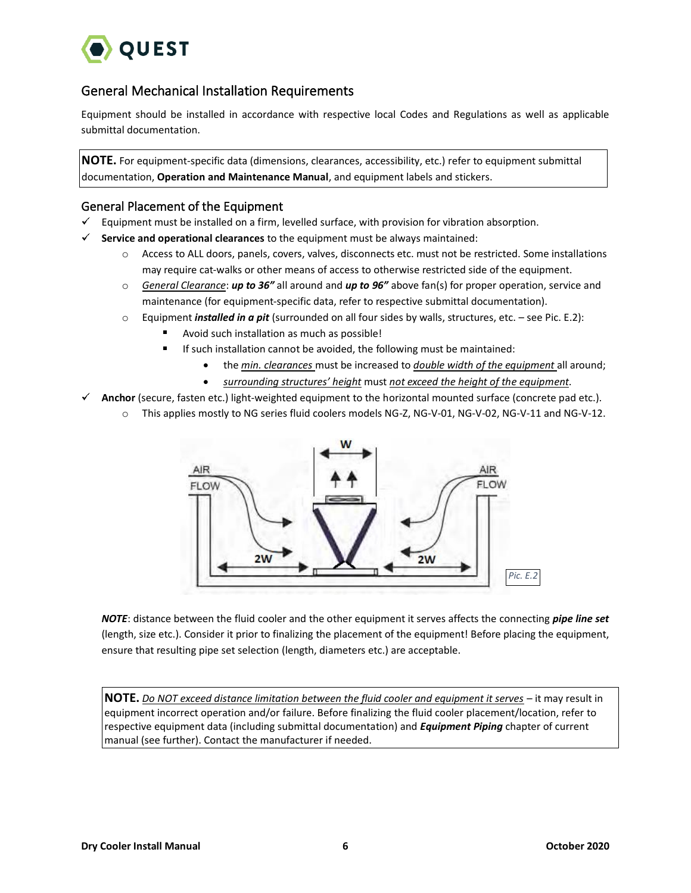## General Mechanical Installation Requirements

Equipment should be installed in accordance with respective local Codes and Regulations as well as applicable submittal documentation.

> **NOTE.** For equipment-specific data (dimensions, clearances, accessibility, etc.) refer to equipment submittal documentation, **Operation and Maintenance Manual**, and equipment labels and stickers.

### General Placement of the Equipment

- ✓ Equipment must be installed on a firm, levelled surface, with provision for vibration absorption.
- ✓ **Service and operational clearances** to the equipment must be always maintained:
  - Access to ALL doors, panels, covers, valves, disconnects etc. must not be restricted. Some installations may require cat-walks or other means of access to otherwise restricted side of the equipment.
  - *General Clearance*: ***up to 36"*** all around and ***up to 96"*** above fan(s) for proper operation, service and maintenance (for equipment-specific data, refer to respective submittal documentation).
  - Equipment ***installed in a pit*** (surrounded on all four sides by walls, structures, etc. – see Pic. E.2):
    - Avoid such installation as much as possible!
    - If such installation cannot be avoided, the following must be maintained:
      - the *min. clearances* must be increased to *double width of the equipment* all around;
      - *surrounding structures' height* must *not exceed the height of the equipment*.
- ✓ **Anchor** (secure, fasten etc.) light-weighted equipment to the horizontal mounted surface (concrete pad etc.).
  - This applies mostly to NG series fluid coolers models NG-Z, NG-V-01, NG-V-02, NG-V-11 and NG-V-12.

AIR FLOW | W | 2W | 2W | AIR FLOW

*Pic. E.2*

***NOTE***: distance between the fluid cooler and the other equipment it serves affects the connecting ***pipe line set*** (length, size etc.). Consider it prior to finalizing the placement of the equipment! Before placing the equipment, ensure that resulting pipe set selection (length, diameters etc.) are acceptable.

> **NOTE.** *Do NOT exceed distance limitation between the fluid cooler and equipment it serves* – it may result in equipment incorrect operation and/or failure. Before finalizing the fluid cooler placement/location, refer to respective equipment data (including submittal documentation) and ***Equipment Piping*** chapter of current manual (see further). Contact the manufacturer if needed.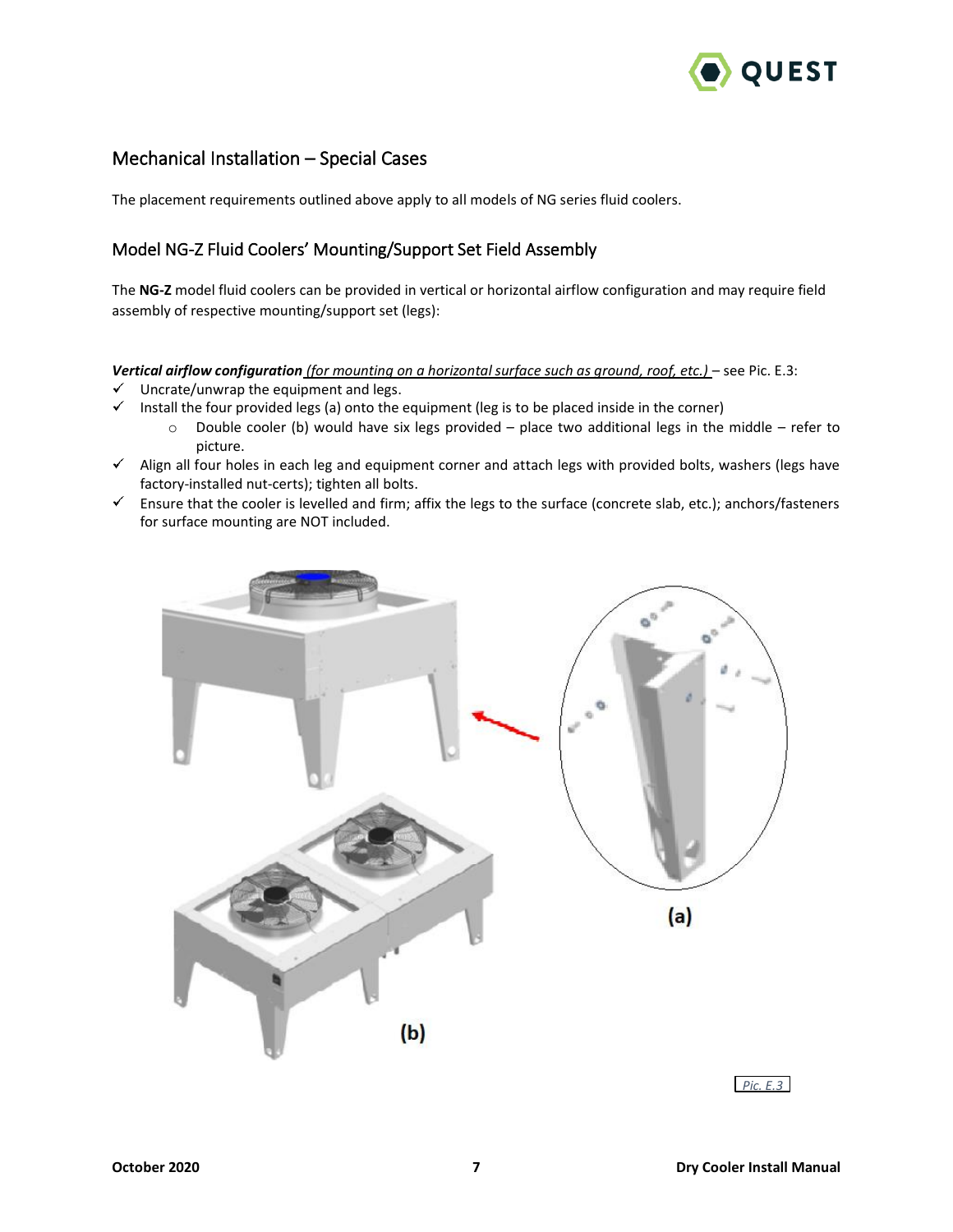## Mechanical Installation – Special Cases

The placement requirements outlined above apply to all models of NG series fluid coolers.

## Model NG-Z Fluid Coolers' Mounting/Support Set Field Assembly

The **NG-Z** model fluid coolers can be provided in vertical or horizontal airflow configuration and may require field assembly of respective mounting/support set (legs):

***Vertical airflow configuration*** *(for mounting on a horizontal surface such as ground, roof, etc.)* – see Pic. E.3:

- ✓ Uncrate/unwrap the equipment and legs.
- ✓ Install the four provided legs (a) onto the equipment (leg is to be placed inside in the corner)
  - Double cooler (b) would have six legs provided – place two additional legs in the middle – refer to picture.
- ✓ Align all four holes in each leg and equipment corner and attach legs with provided bolts, washers (legs have factory-installed nut-certs); tighten all bolts.
- ✓ Ensure that the cooler is levelled and firm; affix the legs to the surface (concrete slab, etc.); anchors/fasteners for surface mounting are NOT included.

(a)

(b)

*Pic. E.3*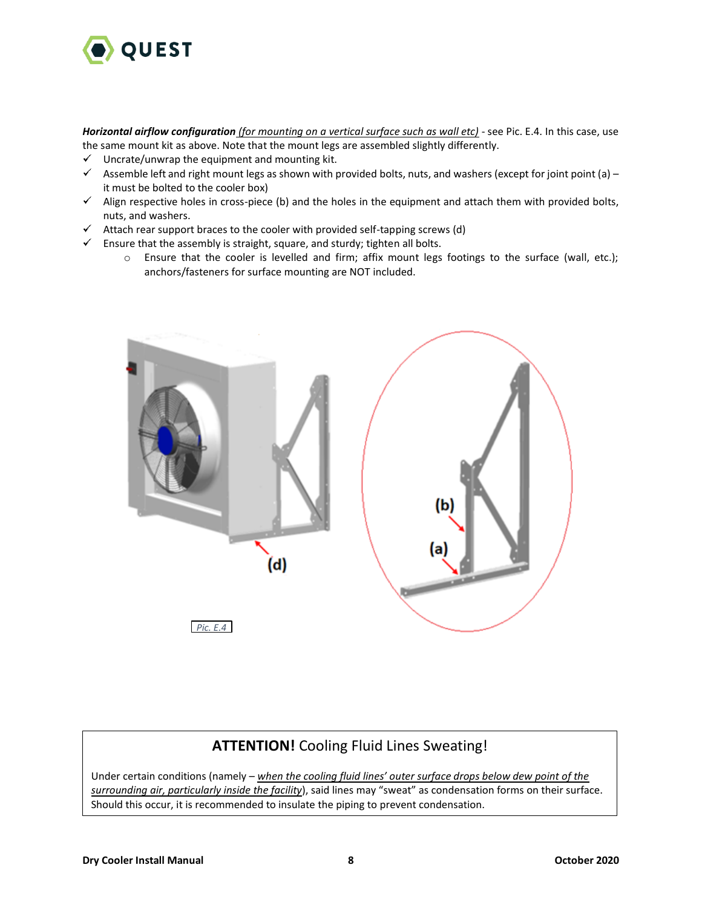***Horizontal airflow configuration*** *(for mounting on a vertical surface such as wall etc)* - see Pic. E.4. In this case, use the same mount kit as above. Note that the mount legs are assembled slightly differently.

- ✓ Uncrate/unwrap the equipment and mounting kit.
- ✓ Assemble left and right mount legs as shown with provided bolts, nuts, and washers (except for joint point (a) – it must be bolted to the cooler box)
- ✓ Align respective holes in cross-piece (b) and the holes in the equipment and attach them with provided bolts, nuts, and washers.
- ✓ Attach rear support braces to the cooler with provided self-tapping screws (d)
- ✓ Ensure that the assembly is straight, square, and sturdy; tighten all bolts.
  - Ensure that the cooler is levelled and firm; affix mount legs footings to the surface (wall, etc.); anchors/fasteners for surface mounting are NOT included.

(b)

(a)

(d)

*Pic. E.4*

> **ATTENTION!** Cooling Fluid Lines Sweating!
>
> Under certain conditions (namely – *when the cooling fluid lines' outer surface drops below dew point of the surrounding air, particularly inside the facility*), said lines may "sweat" as condensation forms on their surface. Should this occur, it is recommended to insulate the piping to prevent condensation.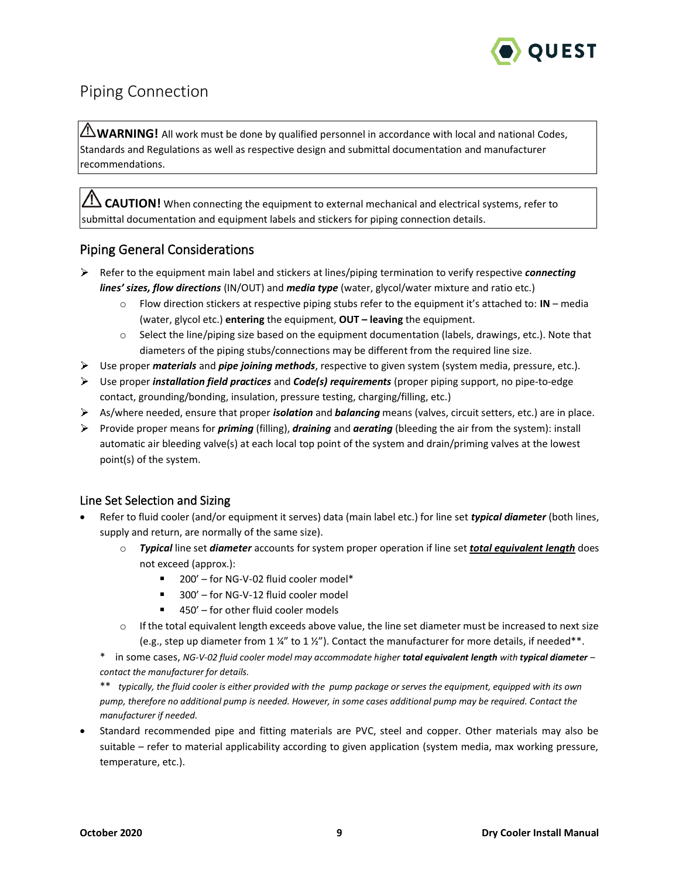# Piping Connection

⚠**WARNING!** All work must be done by qualified personnel in accordance with local and national Codes, Standards and Regulations as well as respective design and submittal documentation and manufacturer recommendations.

⚠ **CAUTION!** When connecting the equipment to external mechanical and electrical systems, refer to submittal documentation and equipment labels and stickers for piping connection details.

## Piping General Considerations

- Refer to the equipment main label and stickers at lines/piping termination to verify respective ***connecting lines' sizes, flow directions*** (IN/OUT) and ***media type*** (water, glycol/water mixture and ratio etc.)
  - Flow direction stickers at respective piping stubs refer to the equipment it's attached to: **IN** – media (water, glycol etc.) **entering** the equipment, **OUT – leaving** the equipment.
  - Select the line/piping size based on the equipment documentation (labels, drawings, etc.). Note that diameters of the piping stubs/connections may be different from the required line size.
- Use proper ***materials*** and ***pipe joining methods***, respective to given system (system media, pressure, etc.).
- Use proper ***installation field practices*** and ***Code(s) requirements*** (proper piping support, no pipe-to-edge contact, grounding/bonding, insulation, pressure testing, charging/filling, etc.)
- As/where needed, ensure that proper ***isolation*** and ***balancing*** means (valves, circuit setters, etc.) are in place.
- Provide proper means for ***priming*** (filling), ***draining*** and ***aerating*** (bleeding the air from the system): install automatic air bleeding valve(s) at each local top point of the system and drain/priming valves at the lowest point(s) of the system.

## Line Set Selection and Sizing

- Refer to fluid cooler (and/or equipment it serves) data (main label etc.) for line set ***typical diameter*** (both lines, supply and return, are normally of the same size).
  - ***Typical*** line set ***diameter*** accounts for system proper operation if line set ***total equivalent length*** does not exceed (approx.):
    - 200' – for NG-V-02 fluid cooler model*
    - 300' – for NG-V-12 fluid cooler model
    - 450' – for other fluid cooler models
  - If the total equivalent length exceeds above value, the line set diameter must be increased to next size (e.g., step up diameter from 1 ¼" to 1 ½"). Contact the manufacturer for more details, if needed**.

  \* in some cases, *NG-V-02 fluid cooler model may accommodate higher **total equivalent length** with **typical diameter** – contact the manufacturer for details.*

  \*\* *typically, the fluid cooler is either provided with the pump package or serves the equipment, equipped with its own pump, therefore no additional pump is needed. However, in some cases additional pump may be required. Contact the manufacturer if needed.*
- Standard recommended pipe and fitting materials are PVC, steel and copper. Other materials may also be suitable – refer to material applicability according to given application (system media, max working pressure, temperature, etc.).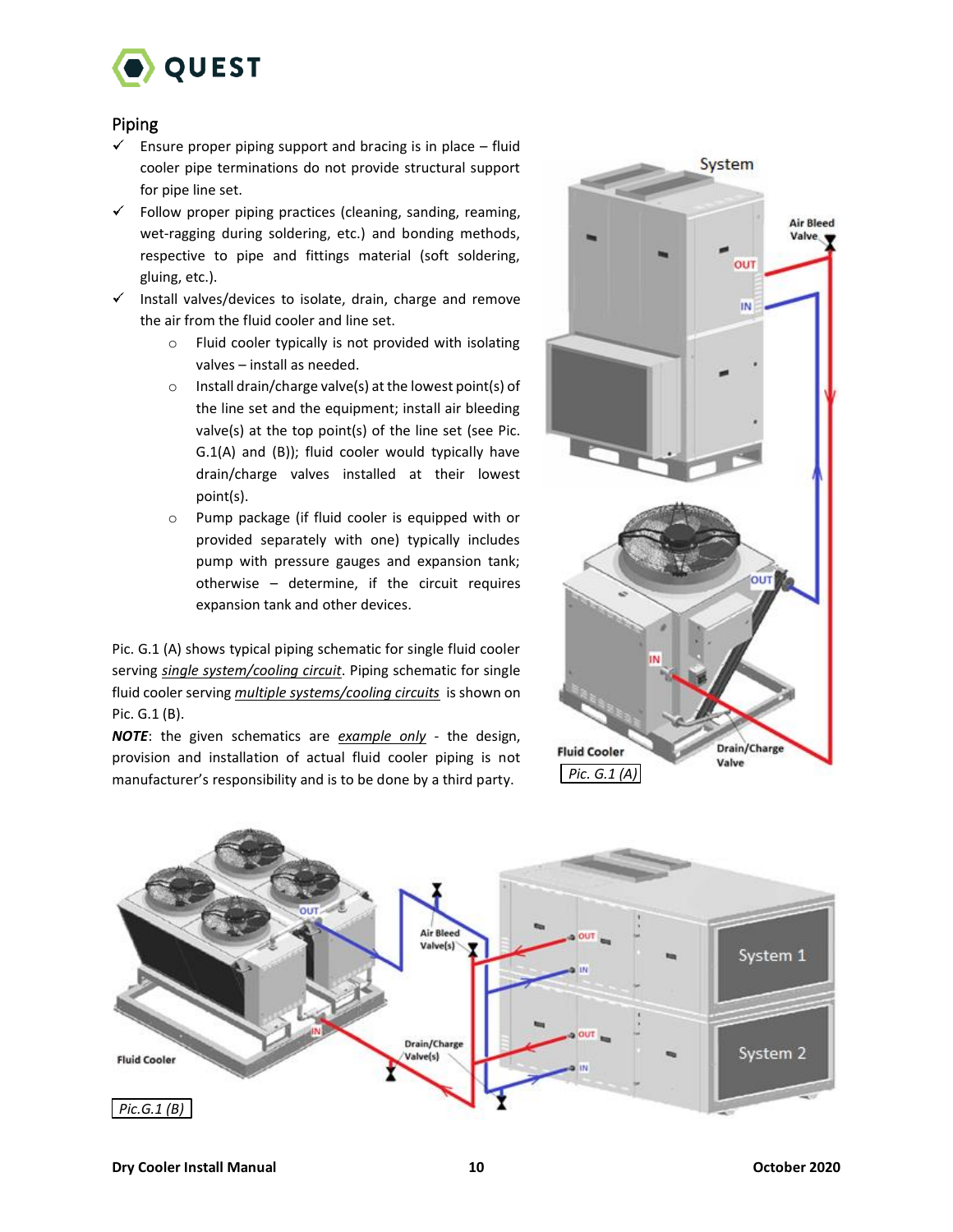## Piping

- ✓ Ensure proper piping support and bracing is in place – fluid cooler pipe terminations do not provide structural support for pipe line set.
- ✓ Follow proper piping practices (cleaning, sanding, reaming, wet-ragging during soldering, etc.) and bonding methods, respective to pipe and fittings material (soft soldering, gluing, etc.).
- ✓ Install valves/devices to isolate, drain, charge and remove the air from the fluid cooler and line set.
  - Fluid cooler typically is not provided with isolating valves – install as needed.
  - Install drain/charge valve(s) at the lowest point(s) of the line set and the equipment; install air bleeding valve(s) at the top point(s) of the line set (see Pic. G.1(A) and (B)); fluid cooler would typically have drain/charge valves installed at their lowest point(s).
  - Pump package (if fluid cooler is equipped with or provided separately with one) typically includes pump with pressure gauges and expansion tank; otherwise – determine, if the circuit requires expansion tank and other devices.

Pic. G.1 (A) shows typical piping schematic for single fluid cooler serving *single system/cooling circuit*. Piping schematic for single fluid cooler serving *multiple systems/cooling circuits* is shown on Pic. G.1 (B).

***NOTE***: the given schematics are *example only* - the design, provision and installation of actual fluid cooler piping is not manufacturer's responsibility and is to be done by a third party.

Pic. G.1 (A)

Pic.G.1 (B)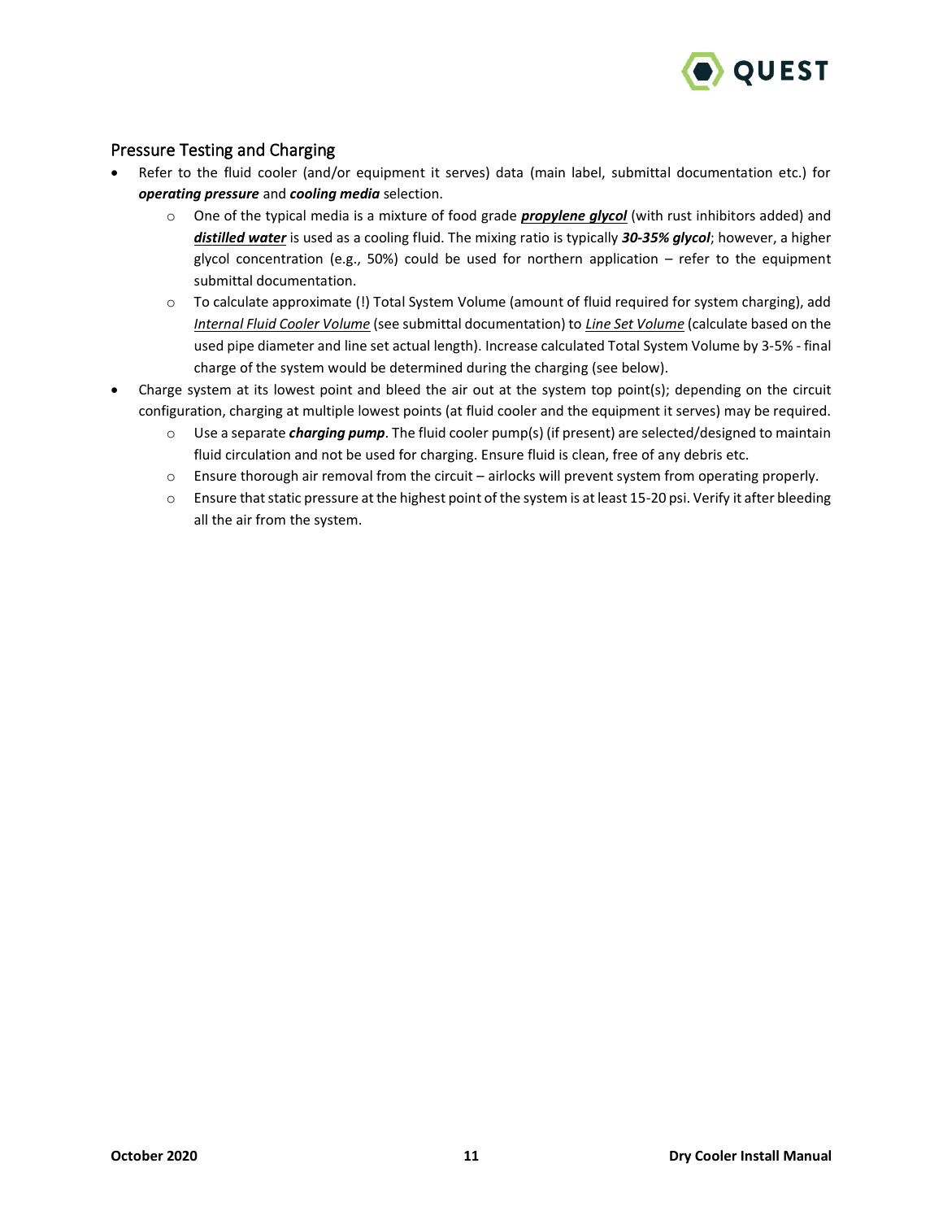## Pressure Testing and Charging

- Refer to the fluid cooler (and/or equipment it serves) data (main label, submittal documentation etc.) for ***operating pressure*** and ***cooling media*** selection.
  - One of the typical media is a mixture of food grade ***propylene glycol*** (with rust inhibitors added) and ***distilled water*** is used as a cooling fluid. The mixing ratio is typically ***30-35% glycol***; however, a higher glycol concentration (e.g., 50%) could be used for northern application – refer to the equipment submittal documentation.
  - To calculate approximate (!) Total System Volume (amount of fluid required for system charging), add *Internal Fluid Cooler Volume* (see submittal documentation) to *Line Set Volume* (calculate based on the used pipe diameter and line set actual length). Increase calculated Total System Volume by 3-5% - final charge of the system would be determined during the charging (see below).
- Charge system at its lowest point and bleed the air out at the system top point(s); depending on the circuit configuration, charging at multiple lowest points (at fluid cooler and the equipment it serves) may be required.
  - Use a separate ***charging pump***. The fluid cooler pump(s) (if present) are selected/designed to maintain fluid circulation and not be used for charging. Ensure fluid is clean, free of any debris etc.
  - Ensure thorough air removal from the circuit – airlocks will prevent system from operating properly.
  - Ensure that static pressure at the highest point of the system is at least 15-20 psi. Verify it after bleeding all the air from the system.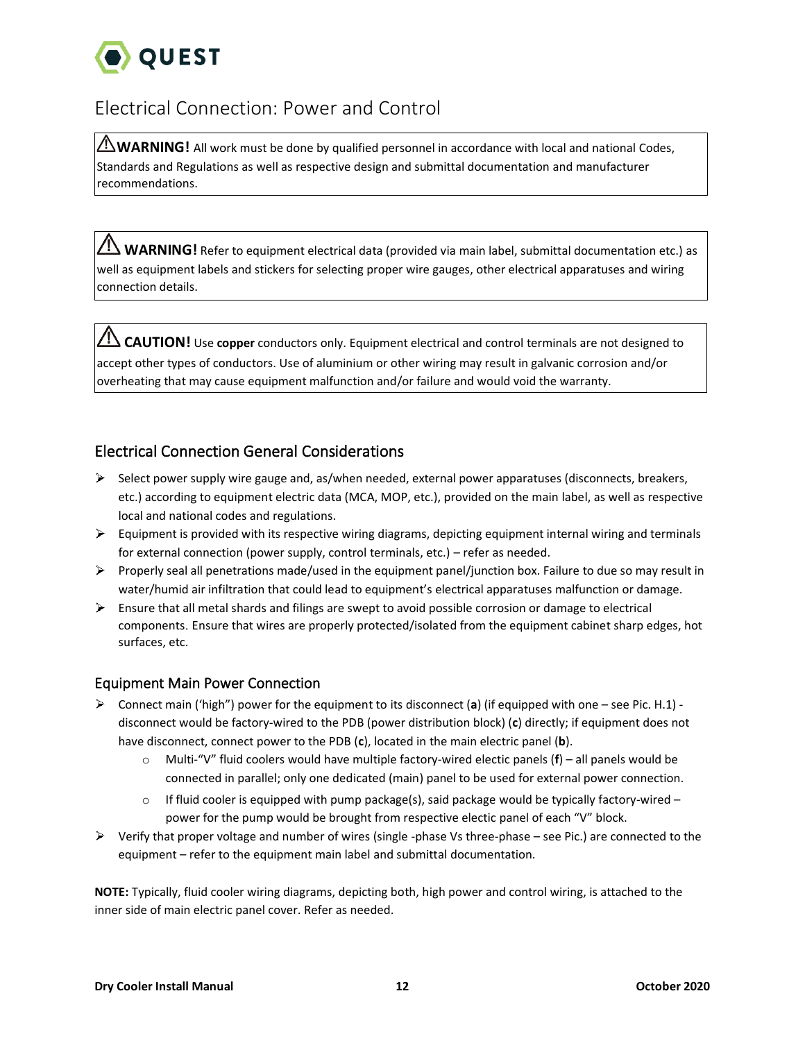# Electrical Connection: Power and Control

⚠**WARNING!** All work must be done by qualified personnel in accordance with local and national Codes, Standards and Regulations as well as respective design and submittal documentation and manufacturer recommendations.

⚠ **WARNING!** Refer to equipment electrical data (provided via main label, submittal documentation etc.) as well as equipment labels and stickers for selecting proper wire gauges, other electrical apparatuses and wiring connection details.

⚠ **CAUTION!** Use **copper** conductors only. Equipment electrical and control terminals are not designed to accept other types of conductors. Use of aluminium or other wiring may result in galvanic corrosion and/or overheating that may cause equipment malfunction and/or failure and would void the warranty.

## Electrical Connection General Considerations

- Select power supply wire gauge and, as/when needed, external power apparatuses (disconnects, breakers, etc.) according to equipment electric data (MCA, MOP, etc.), provided on the main label, as well as respective local and national codes and regulations.
- Equipment is provided with its respective wiring diagrams, depicting equipment internal wiring and terminals for external connection (power supply, control terminals, etc.) – refer as needed.
- Properly seal all penetrations made/used in the equipment panel/junction box. Failure to due so may result in water/humid air infiltration that could lead to equipment's electrical apparatuses malfunction or damage.
- Ensure that all metal shards and filings are swept to avoid possible corrosion or damage to electrical components. Ensure that wires are properly protected/isolated from the equipment cabinet sharp edges, hot surfaces, etc.

### Equipment Main Power Connection

- Connect main ('high") power for the equipment to its disconnect (**a**) (if equipped with one – see Pic. H.1) - disconnect would be factory-wired to the PDB (power distribution block) (**c**) directly; if equipment does not have disconnect, connect power to the PDB (**c**), located in the main electric panel (**b**).
  - Multi-"V" fluid coolers would have multiple factory-wired electic panels (**f**) – all panels would be connected in parallel; only one dedicated (main) panel to be used for external power connection.
  - If fluid cooler is equipped with pump package(s), said package would be typically factory-wired – power for the pump would be brought from respective electic panel of each "V" block.
- Verify that proper voltage and number of wires (single -phase Vs three-phase – see Pic.) are connected to the equipment – refer to the equipment main label and submittal documentation.

**NOTE:** Typically, fluid cooler wiring diagrams, depicting both, high power and control wiring, is attached to the inner side of main electric panel cover. Refer as needed.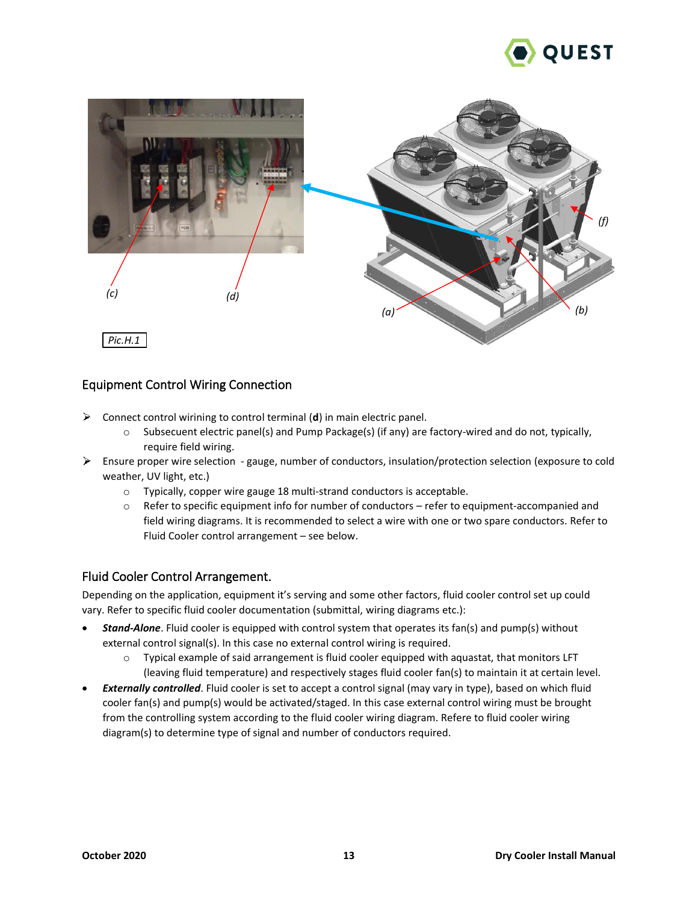(c)

(d)

(a)

(b)

(f)

Pic.H.1

## Equipment Control Wiring Connection

- Connect control wirining to control terminal (**d**) in main electric panel.
  - Subsecuent electric panel(s) and Pump Package(s) (if any) are factory-wired and do not, typically, require field wiring.
- Ensure proper wire selection - gauge, number of conductors, insulation/protection selection (exposure to cold weather, UV light, etc.)
  - Typically, copper wire gauge 18 multi-strand conductors is acceptable.
  - Refer to specific equipment info for number of conductors – refer to equipment-accompanied and field wiring diagrams. It is recommended to select a wire with one or two spare conductors. Refer to Fluid Cooler control arrangement – see below.

## Fluid Cooler Control Arrangement.

Depending on the application, equipment it's serving and some other factors, fluid cooler control set up could vary. Refer to specific fluid cooler documentation (submittal, wiring diagrams etc.):

- ***Stand-Alone***. Fluid cooler is equipped with control system that operates its fan(s) and pump(s) without external control signal(s). In this case no external control wiring is required.
  - Typical example of said arrangement is fluid cooler equipped with aquastat, that monitors LFT (leaving fluid temperature) and respectively stages fluid cooler fan(s) to maintain it at certain level.
- ***Externally controlled***. Fluid cooler is set to accept a control signal (may vary in type), based on which fluid cooler fan(s) and pump(s) would be activated/staged. In this case external control wiring must be brought from the controlling system according to the fluid cooler wiring diagram. Refere to fluid cooler wiring diagram(s) to determine type of signal and number of conductors required.